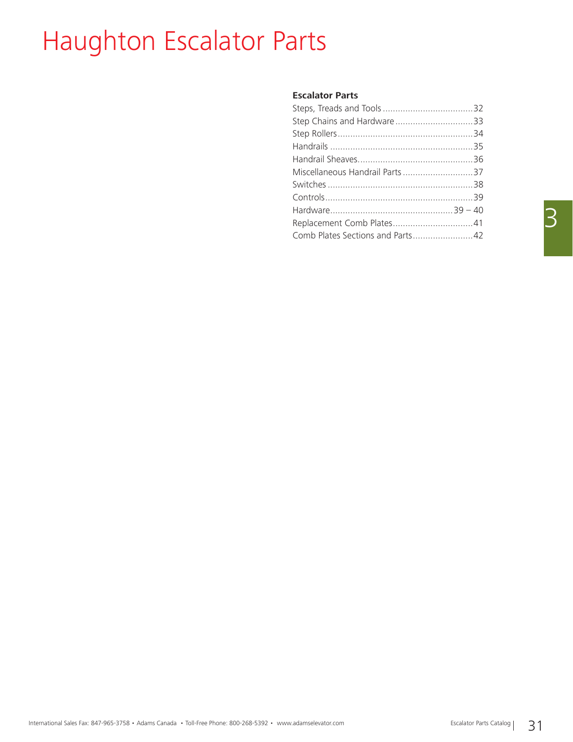# Haughton Escalator Parts

**Escalator Parts**

| | |
|---|---|
| Steps, Treads and Tools | 32 |
| Step Chains and Hardware | 33 |
| Step Rollers | 34 |
| Handrails | 35 |
| Handrail Sheaves | 36 |
| Miscellaneous Handrail Parts | 37 |
| Switches | 38 |
| Controls | 39 |
| Hardware | 39 – 40 |
| Replacement Comb Plates | 41 |
| Comb Plates Sections and Parts | 42 |

3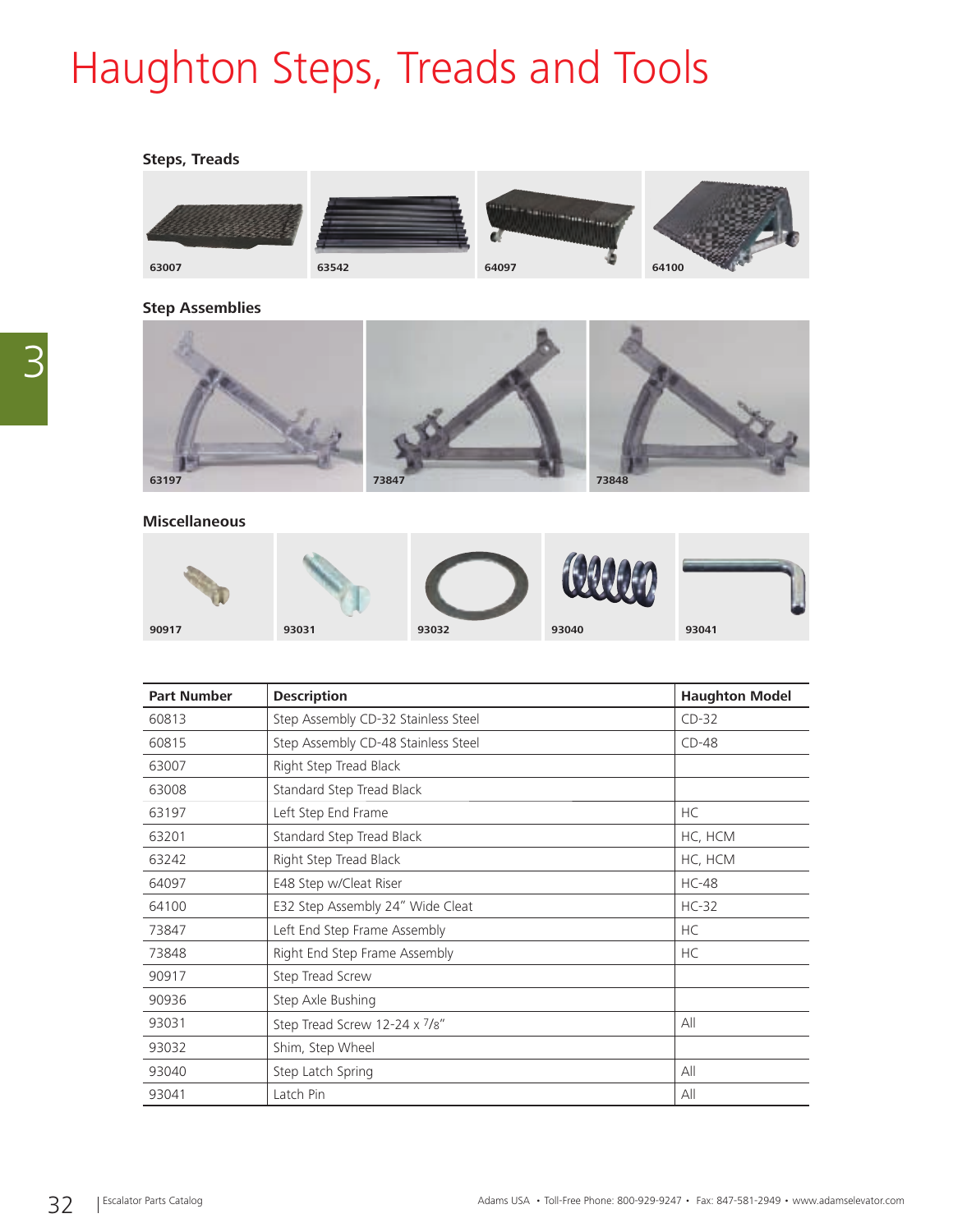# Haughton Steps, Treads and Tools

### Steps, Treads

63007 63542 64097 64100

### Step Assemblies

63197 73847 73848

### Miscellaneous

90917 93031 93032 93040 93041

| Part Number | Description | Haughton Model |
|---|---|---|
| 60813 | Step Assembly CD-32 Stainless Steel | CD-32 |
| 60815 | Step Assembly CD-48 Stainless Steel | CD-48 |
| 63007 | Right Step Tread Black | |
| 63008 | Standard Step Tread Black | |
| 63197 | Left Step End Frame | HC |
| 63201 | Standard Step Tread Black | HC, HCM |
| 63242 | Right Step Tread Black | HC, HCM |
| 64097 | E48 Step w/Cleat Riser | HC-48 |
| 64100 | E32 Step Assembly 24" Wide Cleat | HC-32 |
| 73847 | Left End Step Frame Assembly | HC |
| 73848 | Right End Step Frame Assembly | HC |
| 90917 | Step Tread Screw | |
| 90936 | Step Axle Bushing | |
| 93031 | Step Tread Screw 12-24 x 7/8" | All |
| 93032 | Shim, Step Wheel | |
| 93040 | Step Latch Spring | All |
| 93041 | Latch Pin | All |

Escalator Parts Catalog Adams USA • Toll-Free Phone: 800-929-9247 • Fax: 847-581-2949 • www.adamselevator.com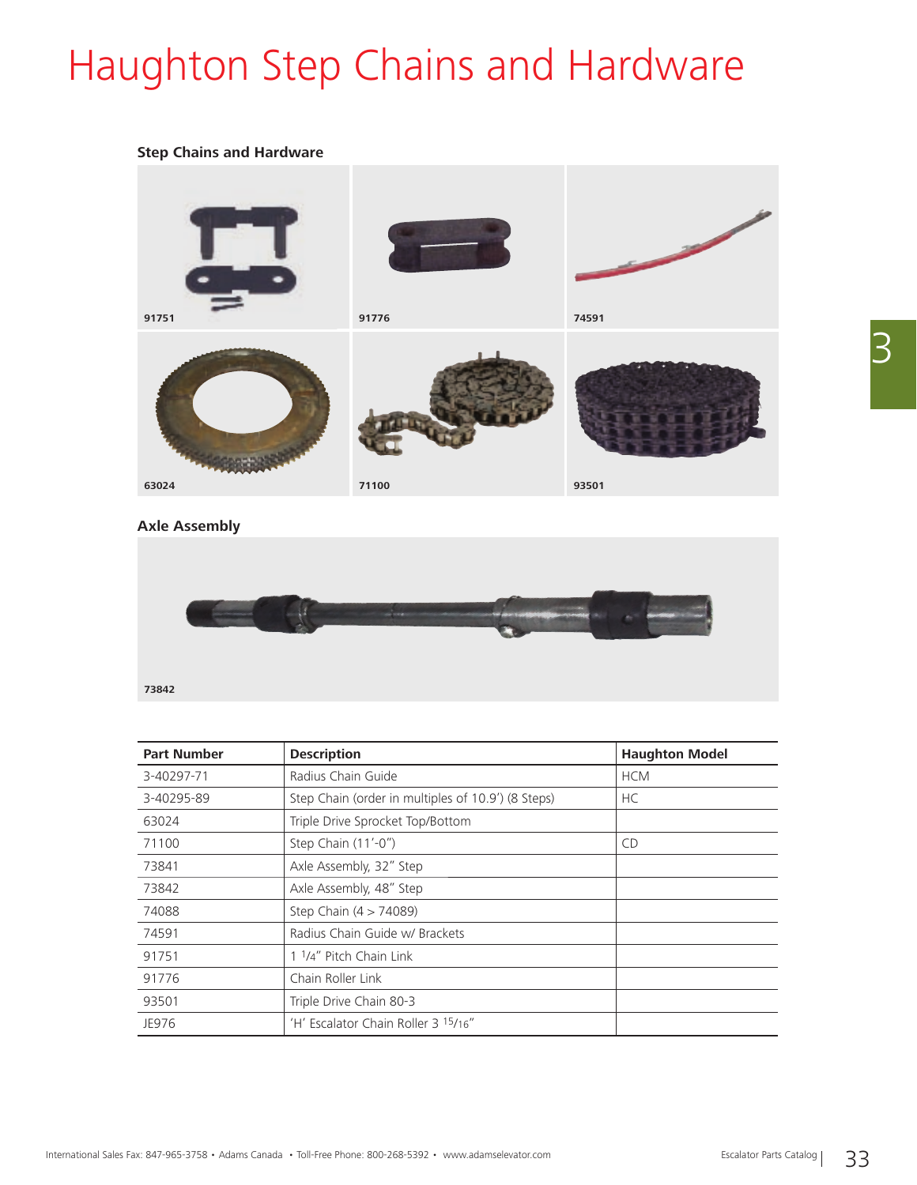# Haughton Step Chains and Hardware

### Step Chains and Hardware

91751

91776

74591

63024

71100

93501

### Axle Assembly

73842

| Part Number | Description | Haughton Model |
|---|---|---|
| 3-40297-71 | Radius Chain Guide | HCM |
| 3-40295-89 | Step Chain (order in multiples of 10.9’) (8 Steps) | HC |
| 63024 | Triple Drive Sprocket Top/Bottom | |
| 71100 | Step Chain (11’-0”) | CD |
| 73841 | Axle Assembly, 32” Step | |
| 73842 | Axle Assembly, 48” Step | |
| 74088 | Step Chain (4 > 74089) | |
| 74591 | Radius Chain Guide w/ Brackets | |
| 91751 | 1 1/4” Pitch Chain Link | |
| 91776 | Chain Roller Link | |
| 93501 | Triple Drive Chain 80-3 | |
| JE976 | ‘H’ Escalator Chain Roller 3 15/16” | |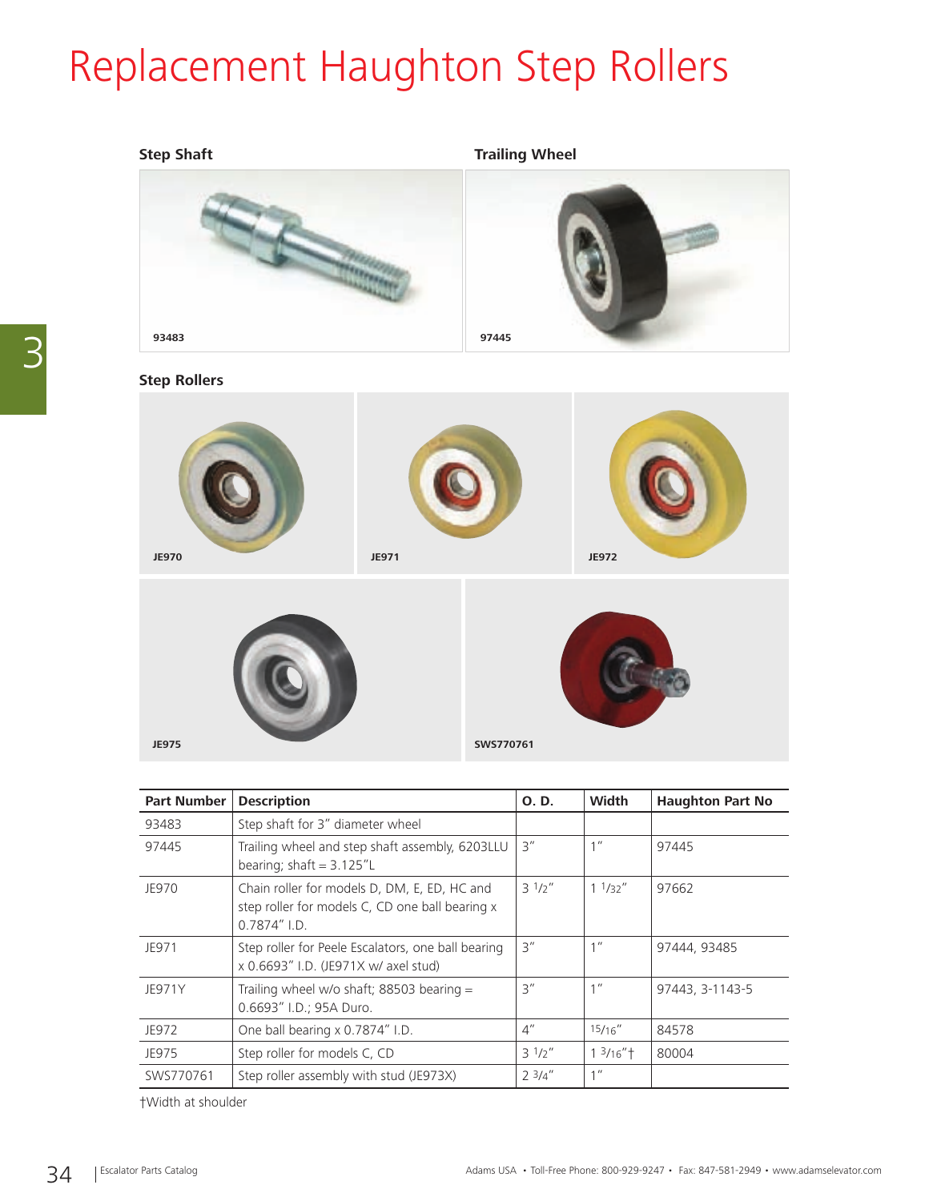# Replacement Haughton Step Rollers

### Step Shaft

93483

### Trailing Wheel

97445

### Step Rollers

JE970

JE971

JE972

JE975

SWS770761

| Part Number | Description | O. D. | Width | Haughton Part No |
|---|---|---|---|---|
| 93483 | Step shaft for 3" diameter wheel | | | |
| 97445 | Trailing wheel and step shaft assembly, 6203LLU bearing; shaft = 3.125"L | 3" | 1" | 97445 |
| JE970 | Chain roller for models D, DM, E, ED, HC and step roller for models C, CD one ball bearing x 0.7874" I.D. | 3 1/2" | 1 1/32" | 97662 |
| JE971 | Step roller for Peele Escalators, one ball bearing x 0.6693" I.D. (JE971X w/ axel stud) | 3" | 1" | 97444, 93485 |
| JE971Y | Trailing wheel w/o shaft; 88503 bearing = 0.6693" I.D.; 95A Duro. | 3" | 1" | 97443, 3-1143-5 |
| JE972 | One ball bearing x 0.7874" I.D. | 4" | 15/16" | 84578 |
| JE975 | Step roller for models C, CD | 3 1/2" | 1 3/16"† | 80004 |
| SWS770761 | Step roller assembly with stud (JE973X) | 2 3/4" | 1" | |

†Width at shoulder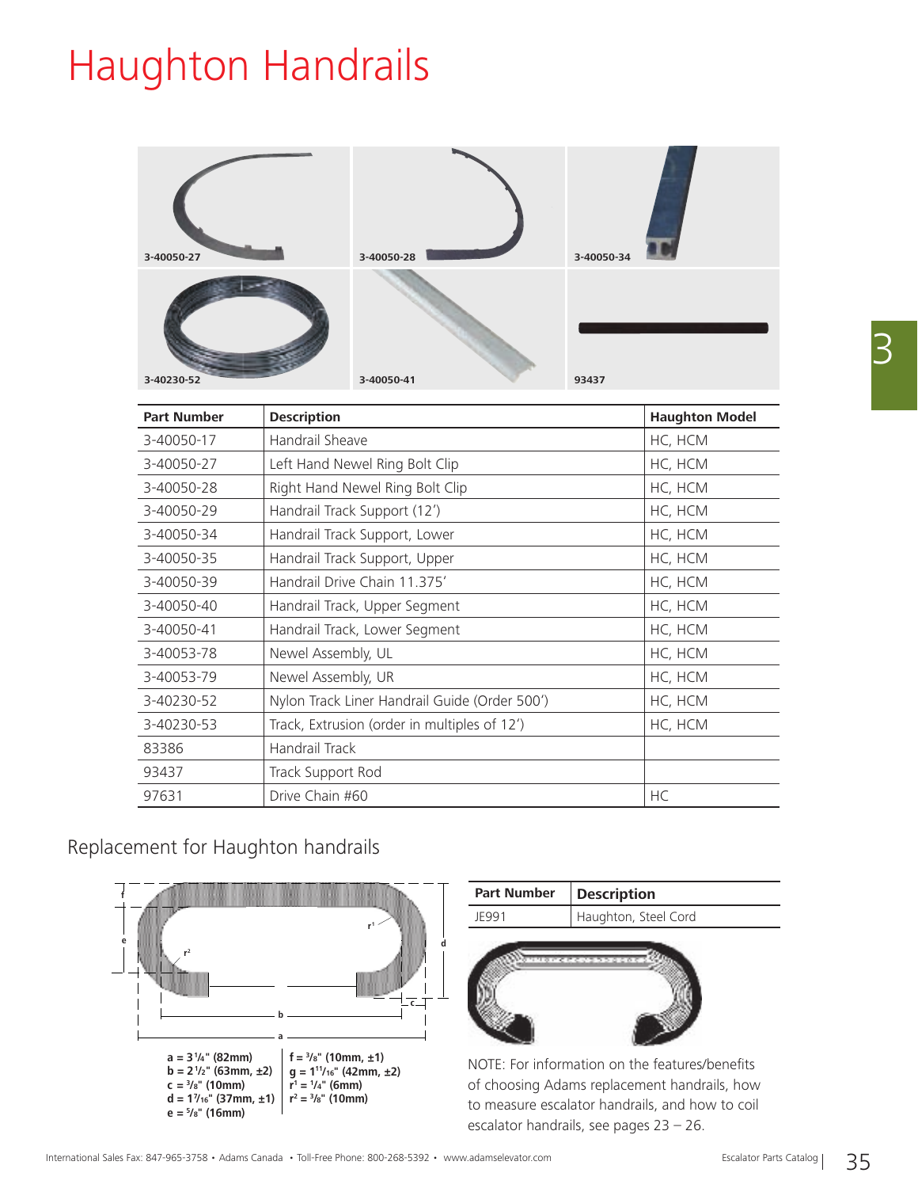# Haughton Handrails

3-40050-27

3-40050-28

3-40050-34

3-40230-52

3-40050-41

93437

| Part Number | Description | Haughton Model |
|---|---|---|
| 3-40050-17 | Handrail Sheave | HC, HCM |
| 3-40050-27 | Left Hand Newel Ring Bolt Clip | HC, HCM |
| 3-40050-28 | Right Hand Newel Ring Bolt Clip | HC, HCM |
| 3-40050-29 | Handrail Track Support (12′) | HC, HCM |
| 3-40050-34 | Handrail Track Support, Lower | HC, HCM |
| 3-40050-35 | Handrail Track Support, Upper | HC, HCM |
| 3-40050-39 | Handrail Drive Chain 11.375′ | HC, HCM |
| 3-40050-40 | Handrail Track, Upper Segment | HC, HCM |
| 3-40050-41 | Handrail Track, Lower Segment | HC, HCM |
| 3-40053-78 | Newel Assembly, UL | HC, HCM |
| 3-40053-79 | Newel Assembly, UR | HC, HCM |
| 3-40230-52 | Nylon Track Liner Handrail Guide (Order 500′) | HC, HCM |
| 3-40230-53 | Track, Extrusion (order in multiples of 12′) | HC, HCM |
| 83386 | Handrail Track | |
| 93437 | Track Support Rod | |
| 97631 | Drive Chain #60 | HC |

## Replacement for Haughton handrails

a = 3 1/4" (82mm)
b = 2 1/2" (63mm, ±2)
c = 3/8" (10mm)
d = 1 7/16" (37mm, ±1)
e = 5/8" (16mm)
f = 3/8" (10mm, ±1)
g = 1 11/16" (42mm, ±2)
$r^1$ = 1/4" (6mm)
$r^2$ = 3/8" (10mm)

| Part Number | Description |
|---|---|
| JE991 | Haughton, Steel Cord |

NOTE: For information on the features/benefits of choosing Adams replacement handrails, how to measure escalator handrails, and how to coil escalator handrails, see pages 23 – 26.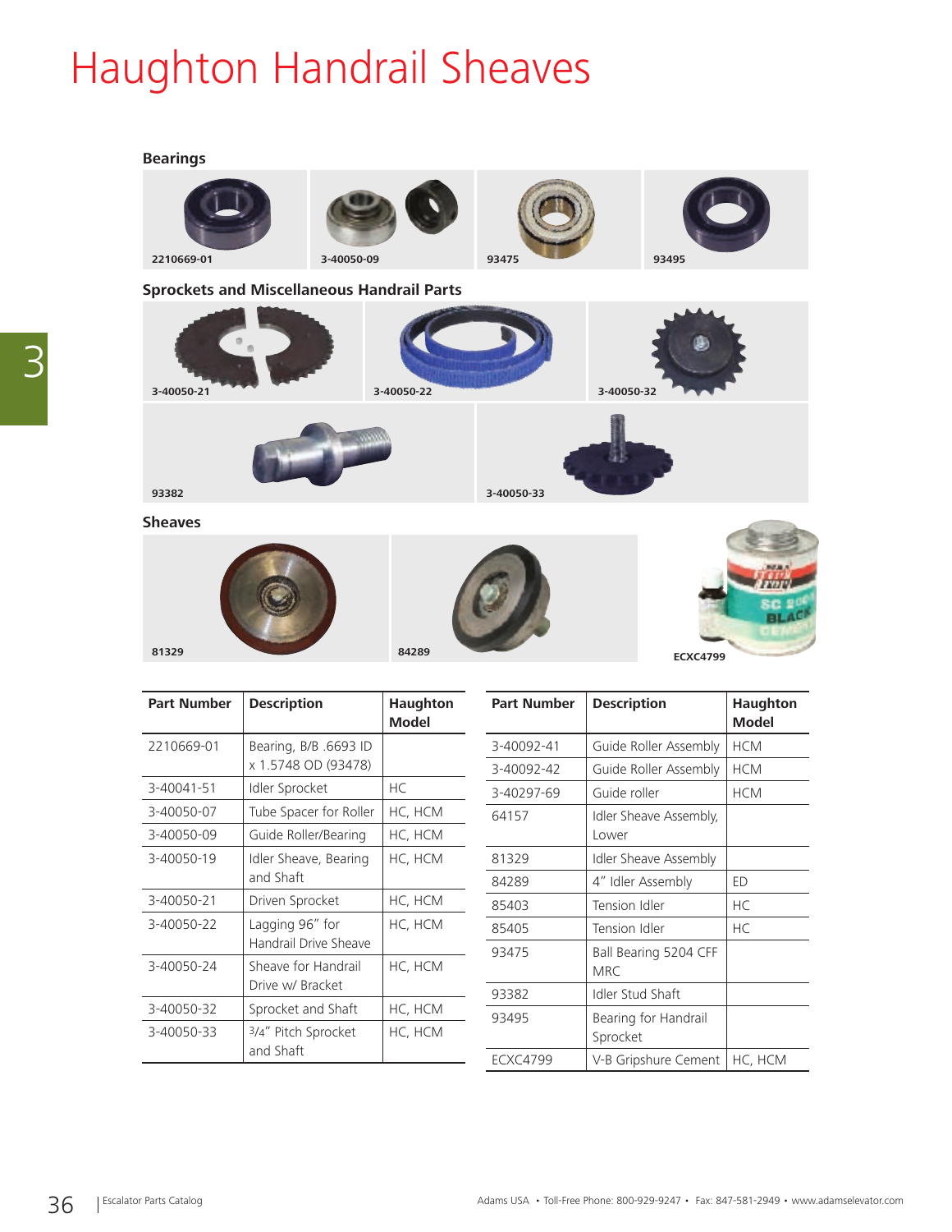# Haughton Handrail Sheaves

**Bearings**

2210669-01

3-40050-09

93475

93495

**Sprockets and Miscellaneous Handrail Parts**

3-40050-21

3-40050-22

3-40050-32

93382

3-40050-33

**Sheaves**

81329

84289

ECXC4799

| Part Number | Description | Haughton Model |
|---|---|---|
| 2210669-01 | Bearing, B/B .6693 ID x 1.5748 OD (93478) | |
| 3-40041-51 | Idler Sprocket | HC |
| 3-40050-07 | Tube Spacer for Roller | HC, HCM |
| 3-40050-09 | Guide Roller/Bearing | HC, HCM |
| 3-40050-19 | Idler Sheave, Bearing and Shaft | HC, HCM |
| 3-40050-21 | Driven Sprocket | HC, HCM |
| 3-40050-22 | Lagging 96" for Handrail Drive Sheave | HC, HCM |
| 3-40050-24 | Sheave for Handrail Drive w/ Bracket | HC, HCM |
| 3-40050-32 | Sprocket and Shaft | HC, HCM |
| 3-40050-33 | 3/4" Pitch Sprocket and Shaft | HC, HCM |

| Part Number | Description | Haughton Model |
|---|---|---|
| 3-40092-41 | Guide Roller Assembly | HCM |
| 3-40092-42 | Guide Roller Assembly | HCM |
| 3-40297-69 | Guide roller | HCM |
| 64157 | Idler Sheave Assembly, Lower | |
| 81329 | Idler Sheave Assembly | |
| 84289 | 4" Idler Assembly | ED |
| 85403 | Tension Idler | HC |
| 85405 | Tension Idler | HC |
| 93475 | Ball Bearing 5204 CFF MRC | |
| 93382 | Idler Stud Shaft | |
| 93495 | Bearing for Handrail Sprocket | |
| ECXC4799 | V-B Gripshure Cement | HC, HCM |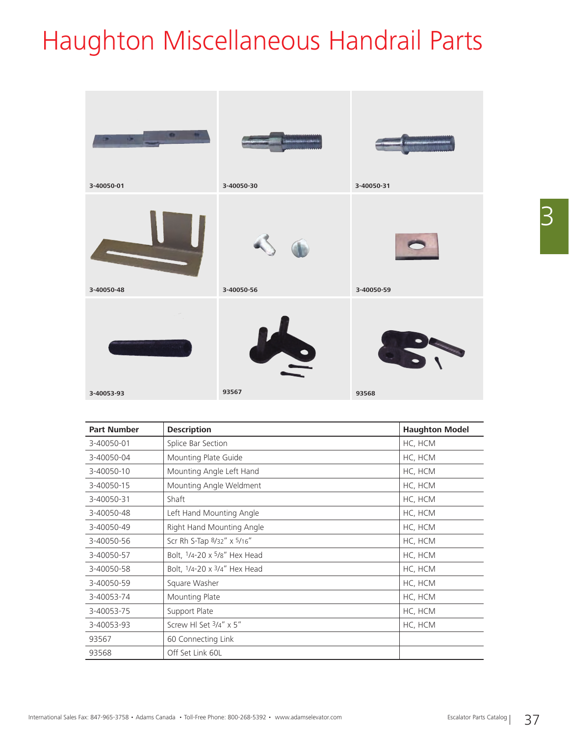# Haughton Miscellaneous Handrail Parts

3-40050-01

3-40050-30

3-40050-31

3-40050-48

3-40050-56

3-40050-59

3-40053-93

93567

93568

| Part Number | Description | Haughton Model |
|---|---|---|
| 3-40050-01 | Splice Bar Section | HC, HCM |
| 3-40050-04 | Mounting Plate Guide | HC, HCM |
| 3-40050-10 | Mounting Angle Left Hand | HC, HCM |
| 3-40050-15 | Mounting Angle Weldment | HC, HCM |
| 3-40050-31 | Shaft | HC, HCM |
| 3-40050-48 | Left Hand Mounting Angle | HC, HCM |
| 3-40050-49 | Right Hand Mounting Angle | HC, HCM |
| 3-40050-56 | Scr Rh S-Tap 8/32" x 5/16" | HC, HCM |
| 3-40050-57 | Bolt, 1/4-20 x 5/8" Hex Head | HC, HCM |
| 3-40050-58 | Bolt, 1/4-20 x 3/4" Hex Head | HC, HCM |
| 3-40050-59 | Square Washer | HC, HCM |
| 3-40053-74 | Mounting Plate | HC, HCM |
| 3-40053-75 | Support Plate | HC, HCM |
| 3-40053-93 | Screw Hl Set 3/4" x 5" | HC, HCM |
| 93567 | 60 Connecting Link | |
| 93568 | Off Set Link 60L | |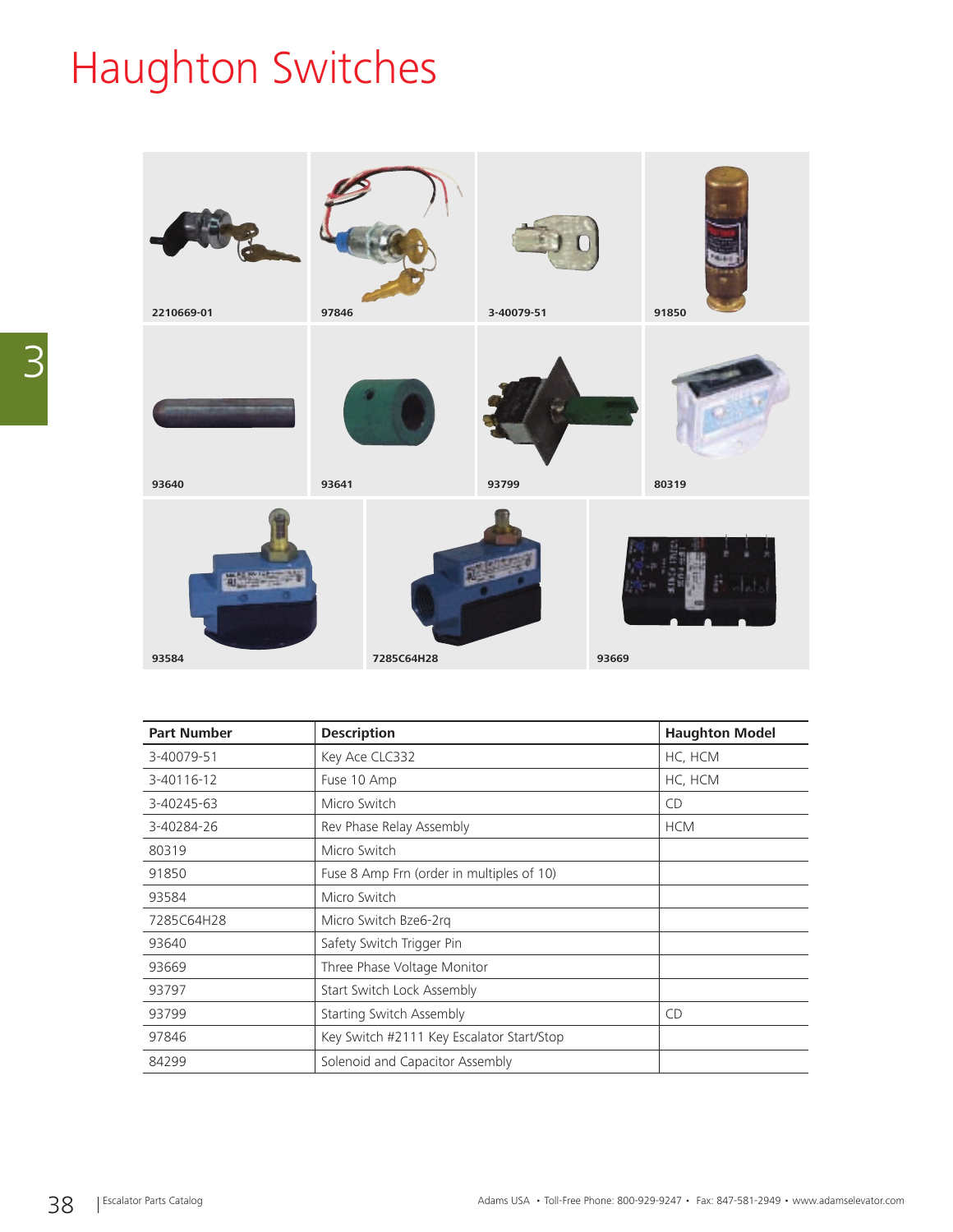# Haughton Switches

2210669-01

97846

3-40079-51

91850

93640

93641

93799

80319

93584

7285C64H28

93669

| Part Number | Description | Haughton Model |
|---|---|---|
| 3-40079-51 | Key Ace CLC332 | HC, HCM |
| 3-40116-12 | Fuse 10 Amp | HC, HCM |
| 3-40245-63 | Micro Switch | CD |
| 3-40284-26 | Rev Phase Relay Assembly | HCM |
| 80319 | Micro Switch | |
| 91850 | Fuse 8 Amp Frn (order in multiples of 10) | |
| 93584 | Micro Switch | |
| 7285C64H28 | Micro Switch Bze6-2rq | |
| 93640 | Safety Switch Trigger Pin | |
| 93669 | Three Phase Voltage Monitor | |
| 93797 | Start Switch Lock Assembly | |
| 93799 | Starting Switch Assembly | CD |
| 97846 | Key Switch #2111 Key Escalator Start/Stop | |
| 84299 | Solenoid and Capacitor Assembly | |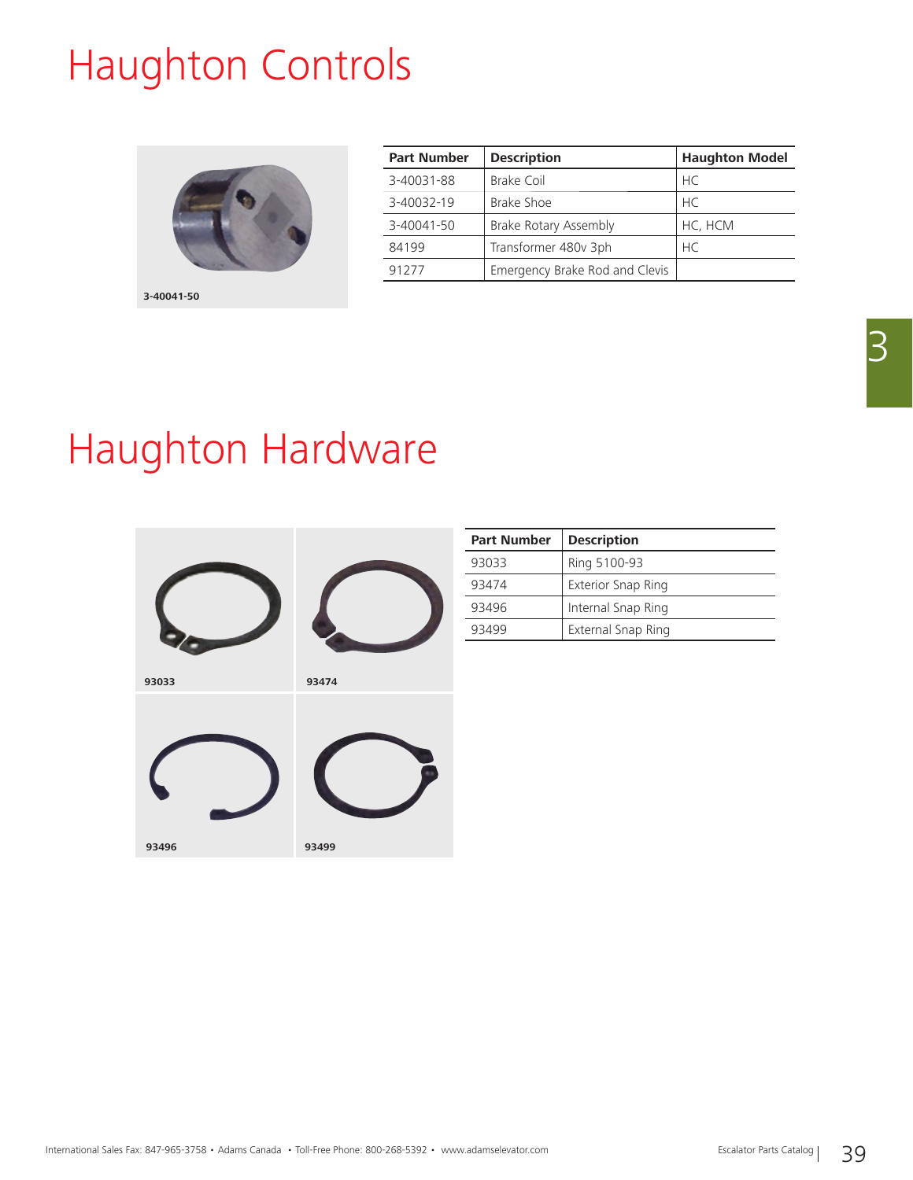# Haughton Controls

3-40041-50

| Part Number | Description | Haughton Model |
|---|---|---|
| 3-40031-88 | Brake Coil | HC |
| 3-40032-19 | Brake Shoe | HC |
| 3-40041-50 | Brake Rotary Assembly | HC, HCM |
| 84199 | Transformer 480v 3ph | HC |
| 91277 | Emergency Brake Rod and Clevis | |

# Haughton Hardware

93033

93474

93496

93499

| Part Number | Description |
|---|---|
| 93033 | Ring 5100-93 |
| 93474 | Exterior Snap Ring |
| 93496 | Internal Snap Ring |
| 93499 | External Snap Ring |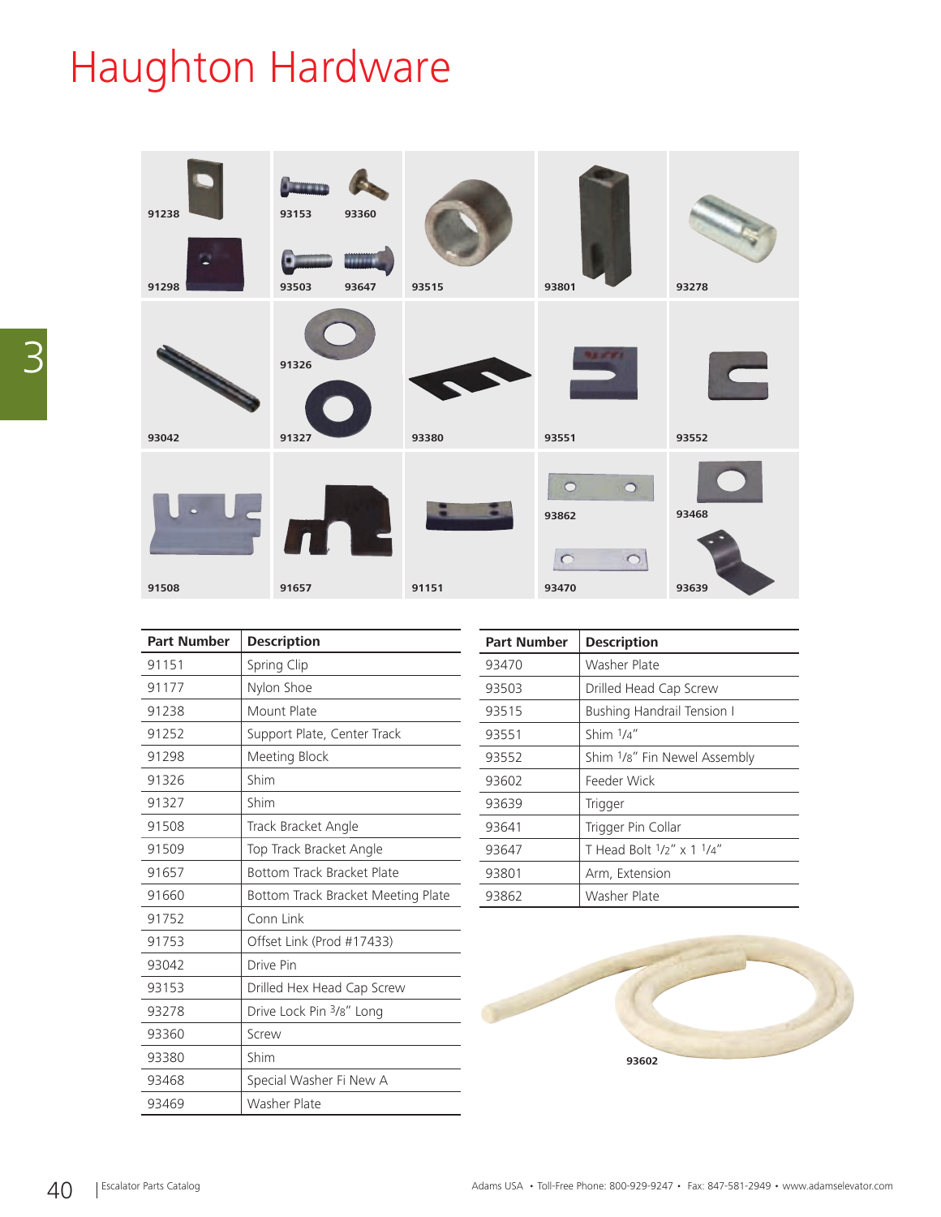# Haughton Hardware

91238 91298 93153 93360 93503 93647 93515 93801 93278

93042 91326 91327 93380 93551 93552

91508 91657 91151 93862 93470 93468 93639

| Part Number | Description |
|---|---|
| 91151 | Spring Clip |
| 91177 | Nylon Shoe |
| 91238 | Mount Plate |
| 91252 | Support Plate, Center Track |
| 91298 | Meeting Block |
| 91326 | Shim |
| 91327 | Shim |
| 91508 | Track Bracket Angle |
| 91509 | Top Track Bracket Angle |
| 91657 | Bottom Track Bracket Plate |
| 91660 | Bottom Track Bracket Meeting Plate |
| 91752 | Conn Link |
| 91753 | Offset Link (Prod #17433) |
| 93042 | Drive Pin |
| 93153 | Drilled Hex Head Cap Screw |
| 93278 | Drive Lock Pin 3/8" Long |
| 93360 | Screw |
| 93380 | Shim |
| 93468 | Special Washer Fi New A |
| 93469 | Washer Plate |

| Part Number | Description |
|---|---|
| 93470 | Washer Plate |
| 93503 | Drilled Head Cap Screw |
| 93515 | Bushing Handrail Tension I |
| 93551 | Shim 1/4" |
| 93552 | Shim 1/8" Fin Newel Assembly |
| 93602 | Feeder Wick |
| 93639 | Trigger |
| 93641 | Trigger Pin Collar |
| 93647 | T Head Bolt 1/2" x 1 1/4" |
| 93801 | Arm, Extension |
| 93862 | Washer Plate |

93602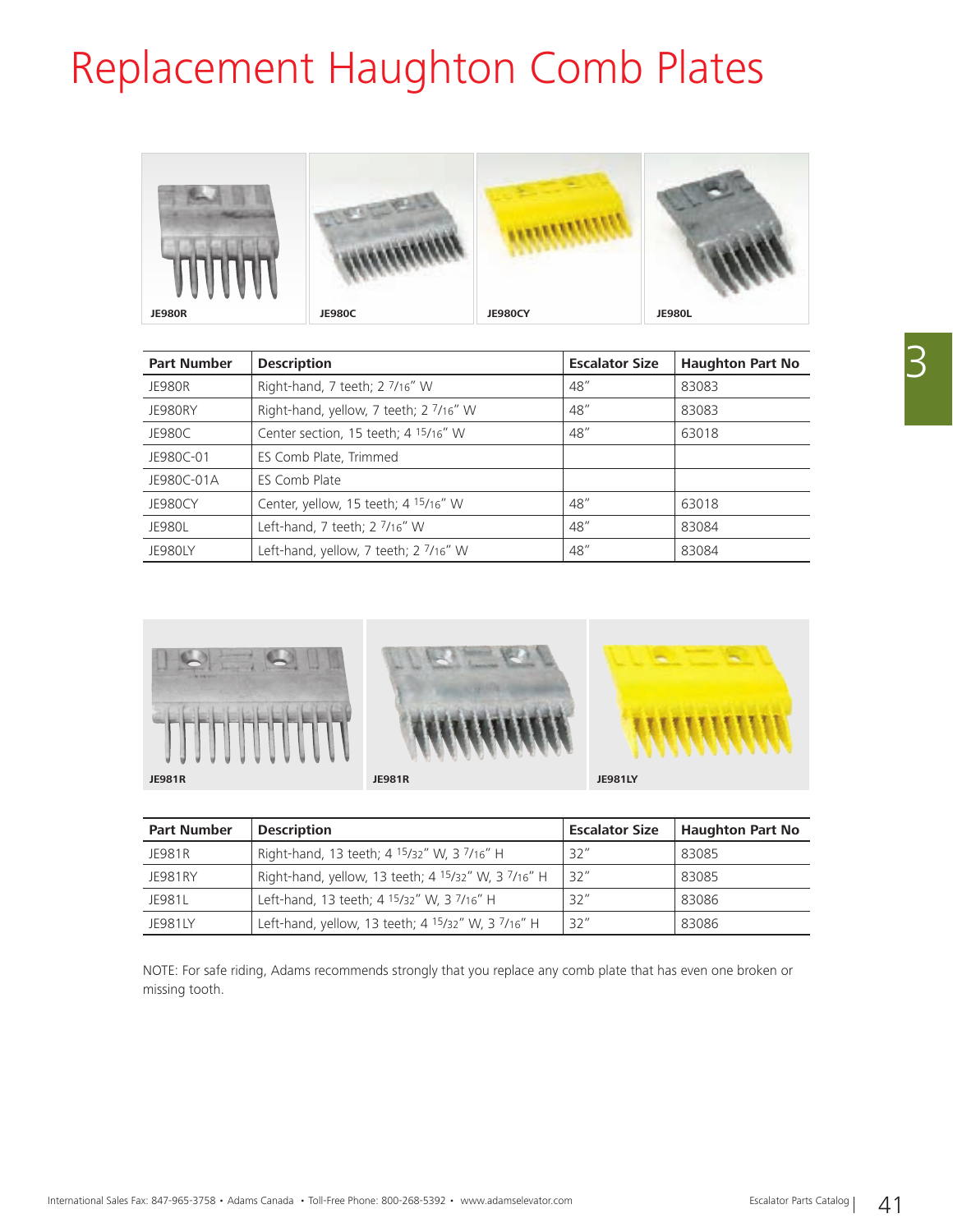# Replacement Haughton Comb Plates

JE980R JE980C JE980CY JE980L

| Part Number | Description | Escalator Size | Haughton Part No |
|---|---|---|---|
| JE980R | Right-hand, 7 teeth; 2 7/16" W | 48" | 83083 |
| JE980RY | Right-hand, yellow, 7 teeth; 2 7/16" W | 48" | 83083 |
| JE980C | Center section, 15 teeth; 4 15/16" W | 48" | 63018 |
| JE980C-01 | ES Comb Plate, Trimmed | | |
| JE980C-01A | ES Comb Plate | | |
| JE980CY | Center, yellow, 15 teeth; 4 15/16" W | 48" | 63018 |
| JE980L | Left-hand, 7 teeth; 2 7/16" W | 48" | 83084 |
| JE980LY | Left-hand, yellow, 7 teeth; 2 7/16" W | 48" | 83084 |

JE981R JE981R JE981LY

| Part Number | Description | Escalator Size | Haughton Part No |
|---|---|---|---|
| JE981R | Right-hand, 13 teeth; 4 15/32" W, 3 7/16" H | 32" | 83085 |
| JE981RY | Right-hand, yellow, 13 teeth; 4 15/32" W, 3 7/16" H | 32" | 83085 |
| JE981L | Left-hand, 13 teeth; 4 15/32" W, 3 7/16" H | 32" | 83086 |
| JE981LY | Left-hand, yellow, 13 teeth; 4 15/32" W, 3 7/16" H | 32" | 83086 |

NOTE: For safe riding, Adams recommends strongly that you replace any comb plate that has even one broken or missing tooth.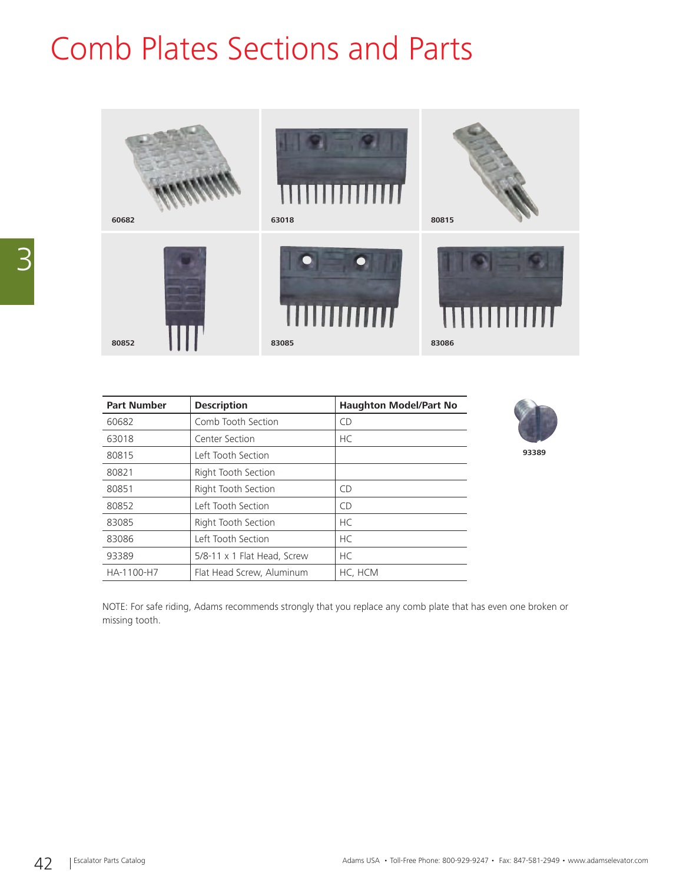# Comb Plates Sections and Parts

60682

63018

80815

80852

83085

83086

| Part Number | Description | Haughton Model/Part No |
| --- | --- | --- |
| 60682 | Comb Tooth Section | CD |
| 63018 | Center Section | HC |
| 80815 | Left Tooth Section | |
| 80821 | Right Tooth Section | |
| 80851 | Right Tooth Section | CD |
| 80852 | Left Tooth Section | CD |
| 83085 | Right Tooth Section | HC |
| 83086 | Left Tooth Section | HC |
| 93389 | 5/8-11 x 1 Flat Head, Screw | HC |
| HA-1100-H7 | Flat Head Screw, Aluminum | HC, HCM |

93389

NOTE: For safe riding, Adams recommends strongly that you replace any comb plate that has even one broken or missing tooth.